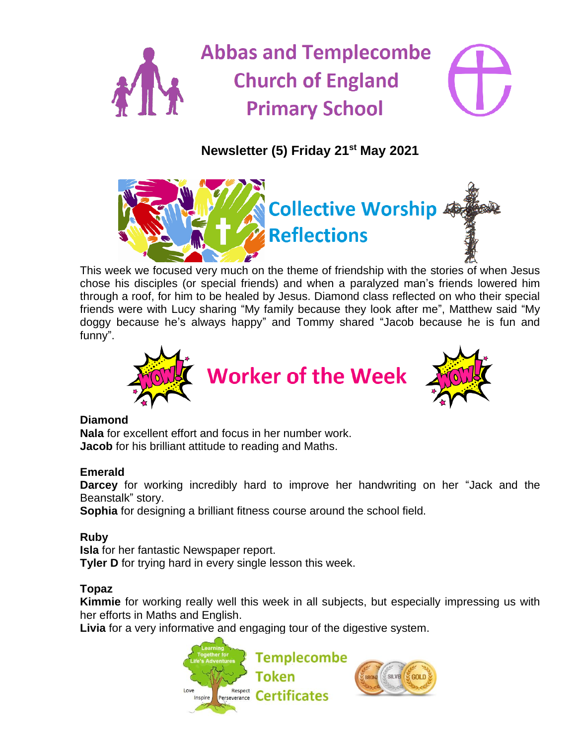# Abbas and Templecombe Church of England Primary School

## Newsletter (5) Friday 21st May 2021

## Collective Worship Reflections

This week we focused very much on the theme of friendship with the stories of when Jesus chose his disciples (or special friends) and when a paralyzed man's friends lowered him through a roof, for him to be healed by Jesus. Diamond class reflected on who their special friends were with Lucy sharing "My family because they look after me", Matthew said "My doggy because he's always happy" and Tommy shared "Jacob because he is fun and funny".

## Worker of the Week

**Diamond**
**Nala** for excellent effort and focus in her number work.
**Jacob** for his brilliant attitude to reading and Maths.

**Emerald**
**Darcey** for working incredibly hard to improve her handwriting on her "Jack and the Beanstalk" story.
**Sophia** for designing a brilliant fitness course around the school field.

**Ruby**
**Isla** for her fantastic Newspaper report.
**Tyler D** for trying hard in every single lesson this week.

**Topaz**
**Kimmie** for working really well this week in all subjects, but especially impressing us with her efforts in Maths and English.
**Livia** for a very informative and engaging tour of the digestive system.

## Templecombe Token Certificates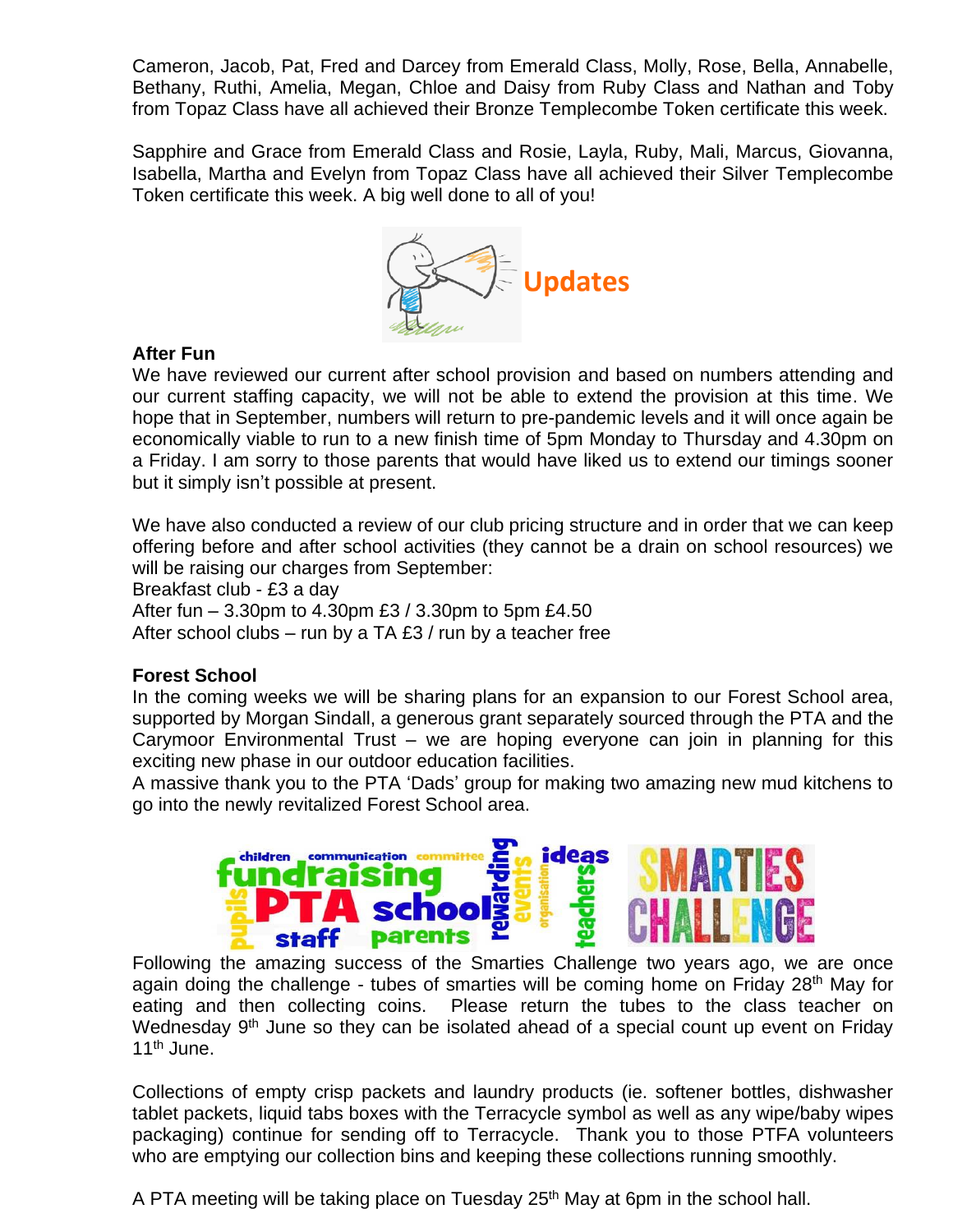Cameron, Jacob, Pat, Fred and Darcey from Emerald Class, Molly, Rose, Bella, Annabelle, Bethany, Ruthi, Amelia, Megan, Chloe and Daisy from Ruby Class and Nathan and Toby from Topaz Class have all achieved their Bronze Templecombe Token certificate this week.

Sapphire and Grace from Emerald Class and Rosie, Layla, Ruby, Mali, Marcus, Giovanna, Isabella, Martha and Evelyn from Topaz Class have all achieved their Silver Templecombe Token certificate this week. A big well done to all of you!

## Updates

**After Fun**

We have reviewed our current after school provision and based on numbers attending and our current staffing capacity, we will not be able to extend the provision at this time. We hope that in September, numbers will return to pre-pandemic levels and it will once again be economically viable to run to a new finish time of 5pm Monday to Thursday and 4.30pm on a Friday. I am sorry to those parents that would have liked us to extend our timings sooner but it simply isn't possible at present.

We have also conducted a review of our club pricing structure and in order that we can keep offering before and after school activities (they cannot be a drain on school resources) we will be raising our charges from September:

Breakfast club - £3 a day

After fun – 3.30pm to 4.30pm £3 / 3.30pm to 5pm £4.50

After school clubs – run by a TA £3 / run by a teacher free

**Forest School**

In the coming weeks we will be sharing plans for an expansion to our Forest School area, supported by Morgan Sindall, a generous grant separately sourced through the PTA and the Carymoor Environmental Trust – we are hoping everyone can join in planning for this exciting new phase in our outdoor education facilities.

A massive thank you to the PTA 'Dads' group for making two amazing new mud kitchens to go into the newly revitalized Forest School area.

Following the amazing success of the Smarties Challenge two years ago, we are once again doing the challenge - tubes of smarties will be coming home on Friday 28th May for eating and then collecting coins. Please return the tubes to the class teacher on Wednesday 9th June so they can be isolated ahead of a special count up event on Friday 11th June.

Collections of empty crisp packets and laundry products (ie. softener bottles, dishwasher tablet packets, liquid tabs boxes with the Terracycle symbol as well as any wipe/baby wipes packaging) continue for sending off to Terracycle. Thank you to those PTFA volunteers who are emptying our collection bins and keeping these collections running smoothly.

A PTA meeting will be taking place on Tuesday 25th May at 6pm in the school hall.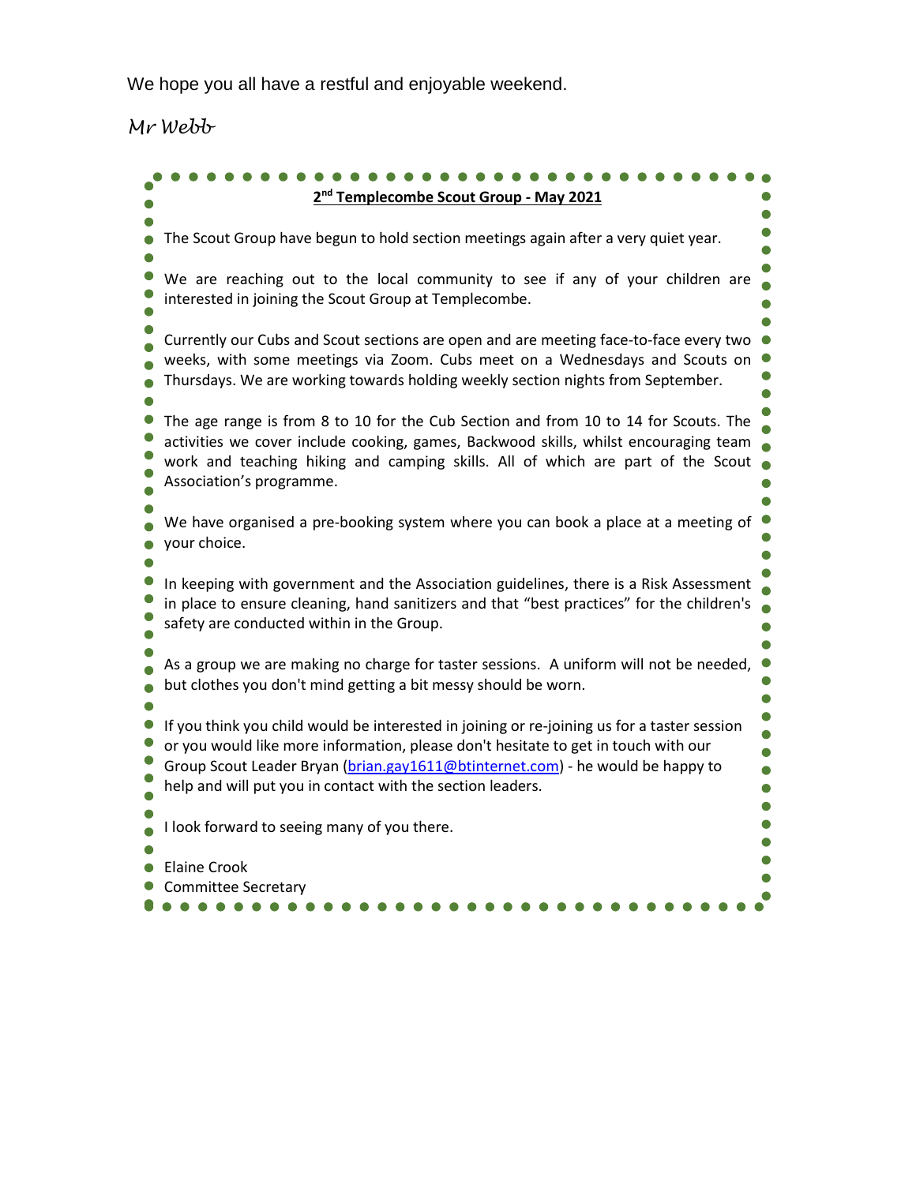We hope you all have a restful and enjoyable weekend.

*Mr Webb*

**2nd Templecombe Scout Group - May 2021**

The Scout Group have begun to hold section meetings again after a very quiet year.

We are reaching out to the local community to see if any of your children are interested in joining the Scout Group at Templecombe.

Currently our Cubs and Scout sections are open and are meeting face-to-face every two weeks, with some meetings via Zoom. Cubs meet on a Wednesdays and Scouts on Thursdays. We are working towards holding weekly section nights from September.

The age range is from 8 to 10 for the Cub Section and from 10 to 14 for Scouts. The activities we cover include cooking, games, Backwood skills, whilst encouraging team work and teaching hiking and camping skills. All of which are part of the Scout Association's programme.

We have organised a pre-booking system where you can book a place at a meeting of your choice.

In keeping with government and the Association guidelines, there is a Risk Assessment in place to ensure cleaning, hand sanitizers and that "best practices" for the children's safety are conducted within in the Group.

As a group we are making no charge for taster sessions. A uniform will not be needed, but clothes you don't mind getting a bit messy should be worn.

If you think you child would be interested in joining or re-joining us for a taster session or you would like more information, please don't hesitate to get in touch with our Group Scout Leader Bryan (brian.gay1611@btinternet.com) - he would be happy to help and will put you in contact with the section leaders.

I look forward to seeing many of you there.

Elaine Crook
Committee Secretary